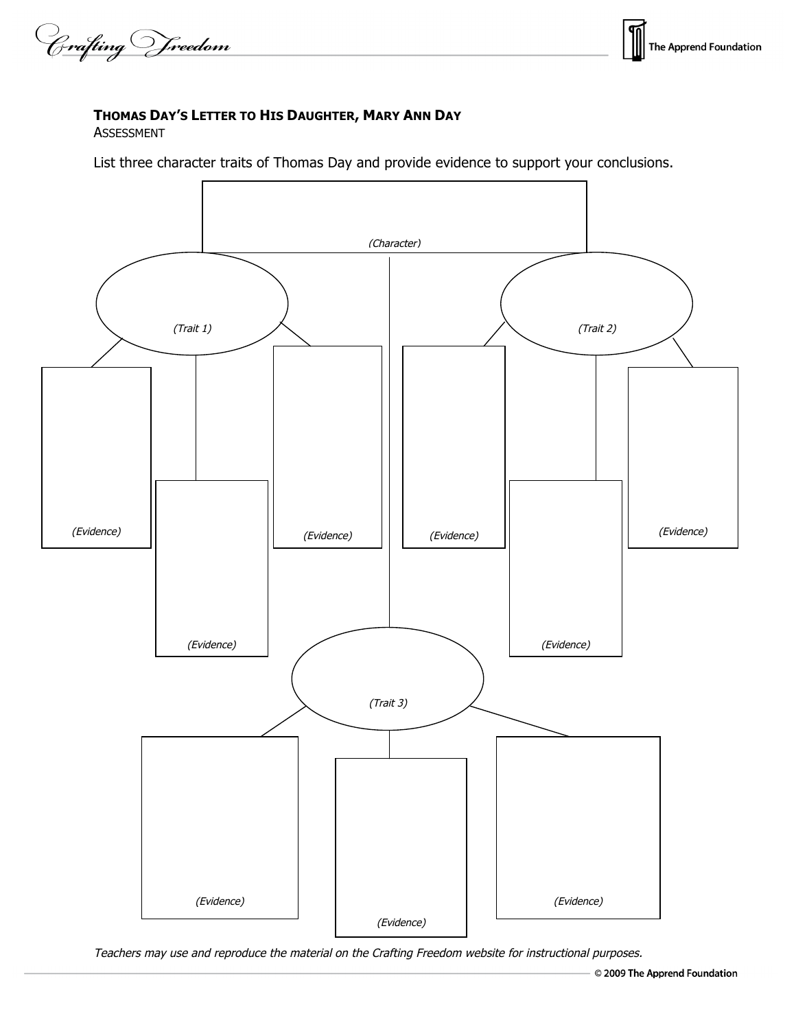**THOMAS DAY'S LETTER TO HIS DAUGHTER, MARY ANN DAY**

ASSESSMENT

List three character traits of Thomas Day and provide evidence to support your conclusions.

*(Character)*

*(Trait 1)*

*(Evidence)*

*(Evidence)*

*(Evidence)*

*(Trait 2)*

*(Evidence)*

*(Evidence)*

*(Evidence)*

*(Trait 3)*

*(Evidence)*

*(Evidence)*

*(Evidence)*

*Teachers may use and reproduce the material on the Crafting Freedom website for instructional purposes.*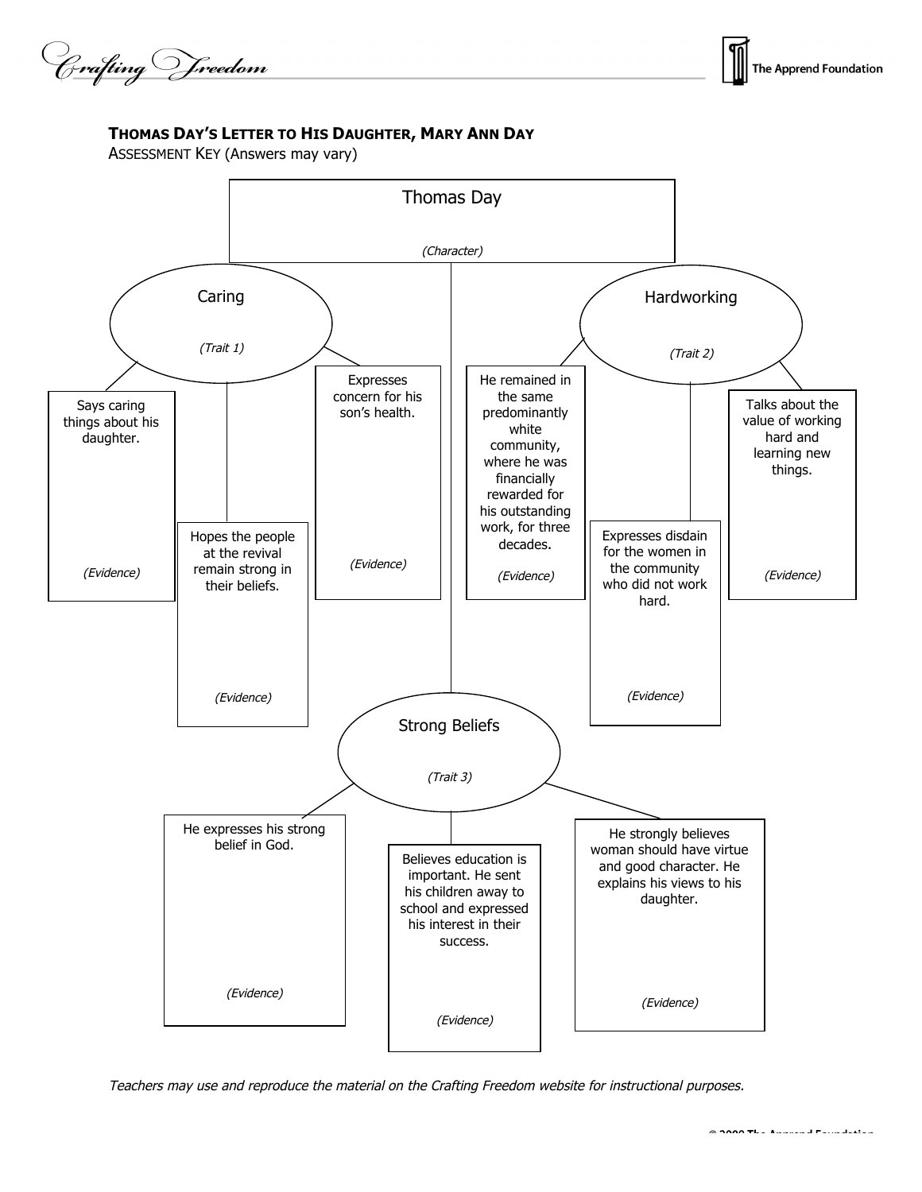**THOMAS DAY'S LETTER TO HIS DAUGHTER, MARY ANN DAY**

ASSESSMENT KEY (Answers may vary)

Thomas Day

*(Character)*

Caring

*(Trait 1)*

Says caring things about his daughter.

*(Evidence)*

Hopes the people at the revival remain strong in their beliefs.

*(Evidence)*

Expresses concern for his son's health.

*(Evidence)*

Hardworking

*(Trait 2)*

He remained in the same predominantly white community, where he was financially rewarded for his outstanding work, for three decades.

*(Evidence)*

Expresses disdain for the women in the community who did not work hard.

*(Evidence)*

Talks about the value of working hard and learning new things.

*(Evidence)*

Strong Beliefs

*(Trait 3)*

He expresses his strong belief in God.

*(Evidence)*

Believes education is important. He sent his children away to school and expressed his interest in their success.

*(Evidence)*

He strongly believes woman should have virtue and good character. He explains his views to his daughter.

*(Evidence)*

*Teachers may use and reproduce the material on the Crafting Freedom website for instructional purposes.*